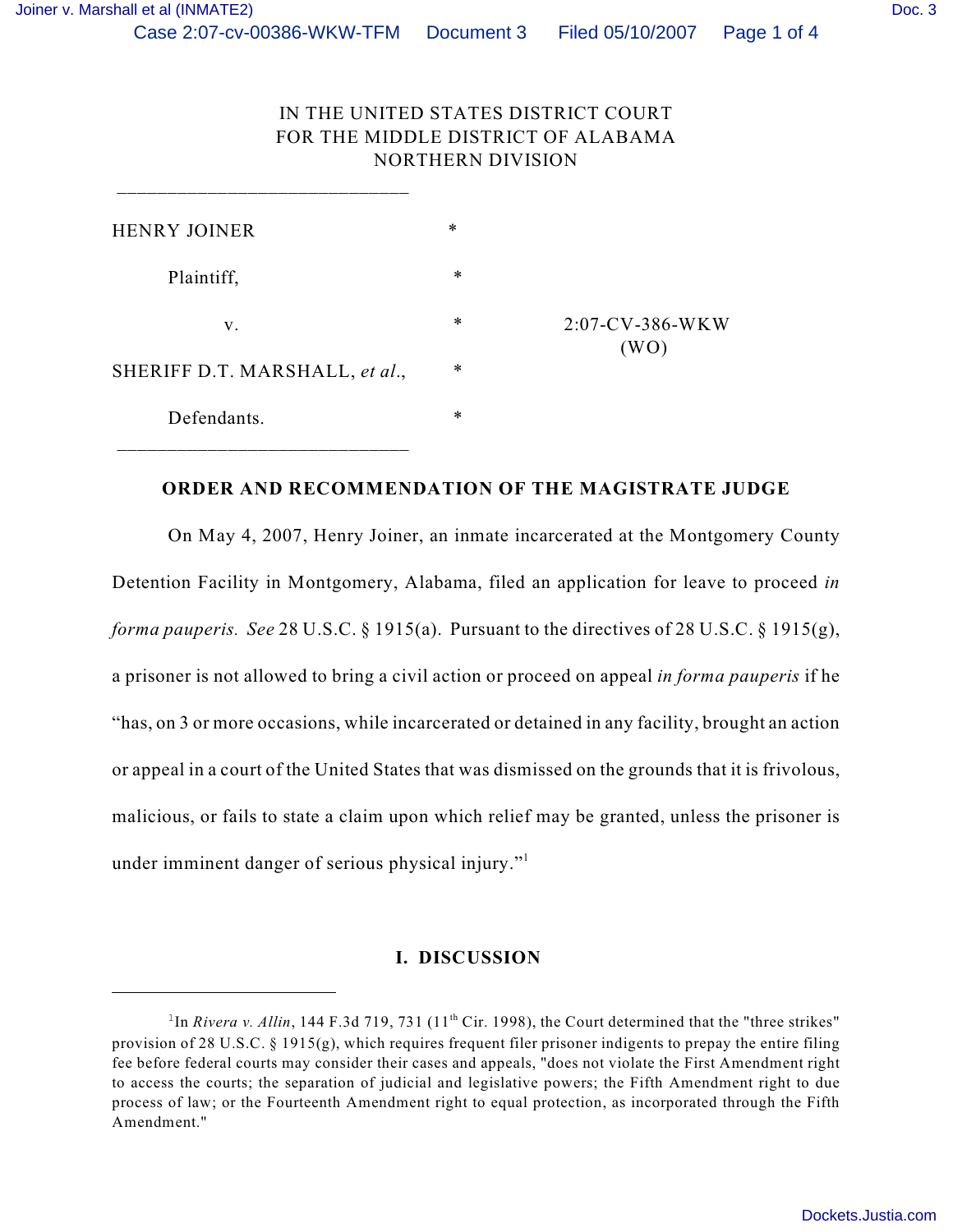IN THE UNITED STATES DISTRICT COURT
FOR THE MIDDLE DISTRICT OF ALABAMA
NORTHERN DIVISION

_____________________________

| | | |
|---|---|---|
| HENRY JOINER | * | |
| Plaintiff, | * | |
| v. | * | 2:07-CV-386-WKW (WO) |
| SHERIFF D.T. MARSHALL, *et al.*, | * | |
| Defendants. | * | |

_____________________________

**ORDER AND RECOMMENDATION OF THE MAGISTRATE JUDGE**

On May 4, 2007, Henry Joiner, an inmate incarcerated at the Montgomery County Detention Facility in Montgomery, Alabama, filed an application for leave to proceed *in forma pauperis. See* 28 U.S.C. § 1915(a). Pursuant to the directives of 28 U.S.C. § 1915(g), a prisoner is not allowed to bring a civil action or proceed on appeal *in forma pauperis* if he "has, on 3 or more occasions, while incarcerated or detained in any facility, brought an action or appeal in a court of the United States that was dismissed on the grounds that it is frivolous, malicious, or fails to state a claim upon which relief may be granted, unless the prisoner is under imminent danger of serious physical injury."[1]

**I. DISCUSSION**

---

[1] In *Rivera v. Allin*, 144 F.3d 719, 731 (11th Cir. 1998), the Court determined that the "three strikes" provision of 28 U.S.C. § 1915(g), which requires frequent filer prisoner indigents to prepay the entire filing fee before federal courts may consider their cases and appeals, "does not violate the First Amendment right to access the courts; the separation of judicial and legislative powers; the Fifth Amendment right to due process of law; or the Fourteenth Amendment right to equal protection, as incorporated through the Fifth Amendment."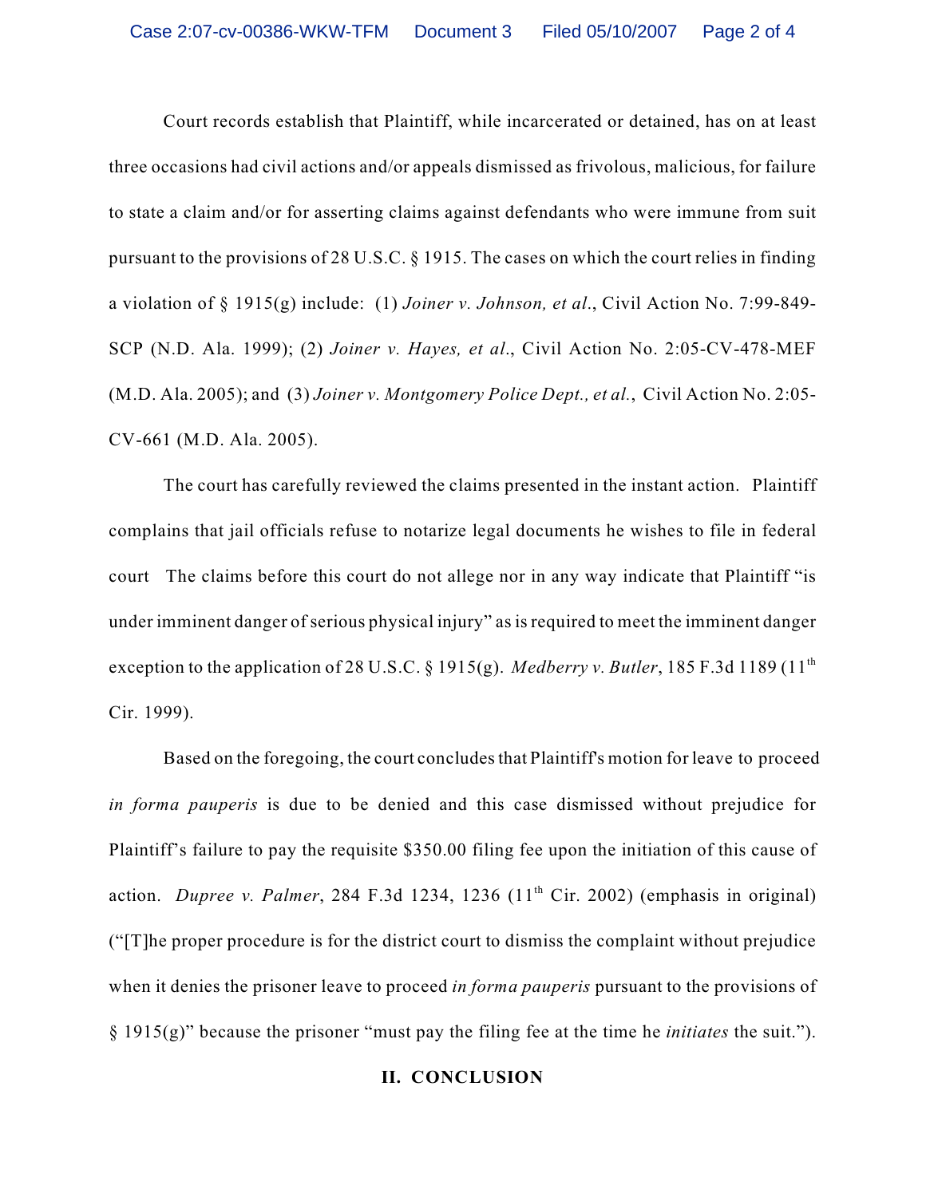Court records establish that Plaintiff, while incarcerated or detained, has on at least three occasions had civil actions and/or appeals dismissed as frivolous, malicious, for failure to state a claim and/or for asserting claims against defendants who were immune from suit pursuant to the provisions of 28 U.S.C. § 1915. The cases on which the court relies in finding a violation of § 1915(g) include: (1) *Joiner v. Johnson, et al*., Civil Action No. 7:99-849-SCP (N.D. Ala. 1999); (2) *Joiner v. Hayes, et al*., Civil Action No. 2:05-CV-478-MEF (M.D. Ala. 2005); and (3) *Joiner v. Montgomery Police Dept., et al.*, Civil Action No. 2:05-CV-661 (M.D. Ala. 2005).

The court has carefully reviewed the claims presented in the instant action. Plaintiff complains that jail officials refuse to notarize legal documents he wishes to file in federal court The claims before this court do not allege nor in any way indicate that Plaintiff "is under imminent danger of serious physical injury" as is required to meet the imminent danger exception to the application of 28 U.S.C. § 1915(g). *Medberry v. Butler*, 185 F.3d 1189 (11th Cir. 1999).

Based on the foregoing, the court concludes that Plaintiff's motion for leave to proceed *in forma pauperis* is due to be denied and this case dismissed without prejudice for Plaintiff's failure to pay the requisite $350.00 filing fee upon the initiation of this cause of action. *Dupree v. Palmer*, 284 F.3d 1234, 1236 (11th Cir. 2002) (emphasis in original) ("[T]he proper procedure is for the district court to dismiss the complaint without prejudice when it denies the prisoner leave to proceed *in forma pauperis* pursuant to the provisions of § 1915(g)" because the prisoner "must pay the filing fee at the time he *initiates* the suit.").

## II. CONCLUSION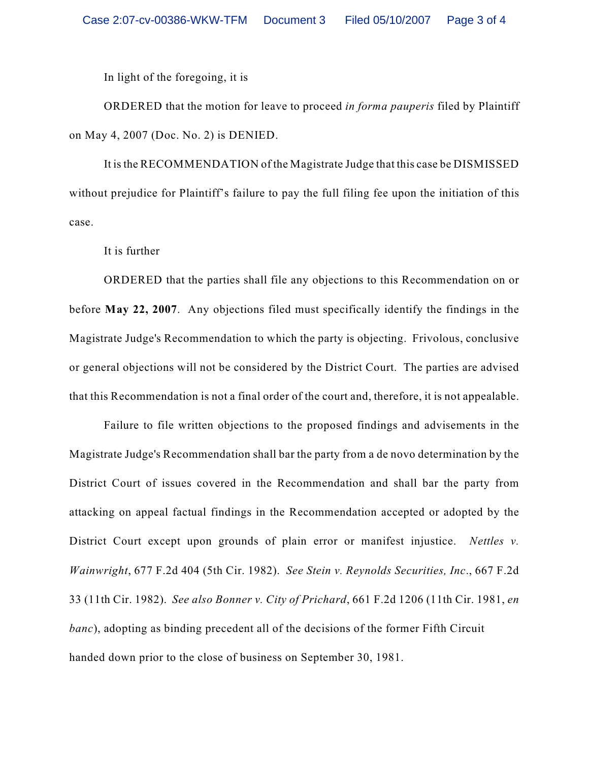In light of the foregoing, it is

ORDERED that the motion for leave to proceed *in forma pauperis* filed by Plaintiff on May 4, 2007 (Doc. No. 2) is DENIED.

It is the RECOMMENDATION of the Magistrate Judge that this case be DISMISSED without prejudice for Plaintiff's failure to pay the full filing fee upon the initiation of this case.

It is further

ORDERED that the parties shall file any objections to this Recommendation on or before **May 22, 2007**. Any objections filed must specifically identify the findings in the Magistrate Judge's Recommendation to which the party is objecting. Frivolous, conclusive or general objections will not be considered by the District Court. The parties are advised that this Recommendation is not a final order of the court and, therefore, it is not appealable.

Failure to file written objections to the proposed findings and advisements in the Magistrate Judge's Recommendation shall bar the party from a de novo determination by the District Court of issues covered in the Recommendation and shall bar the party from attacking on appeal factual findings in the Recommendation accepted or adopted by the District Court except upon grounds of plain error or manifest injustice. *Nettles v. Wainwright*, 677 F.2d 404 (5th Cir. 1982). *See Stein v. Reynolds Securities, Inc*., 667 F.2d 33 (11th Cir. 1982). *See also Bonner v. City of Prichard*, 661 F.2d 1206 (11th Cir. 1981, *en banc*), adopting as binding precedent all of the decisions of the former Fifth Circuit handed down prior to the close of business on September 30, 1981.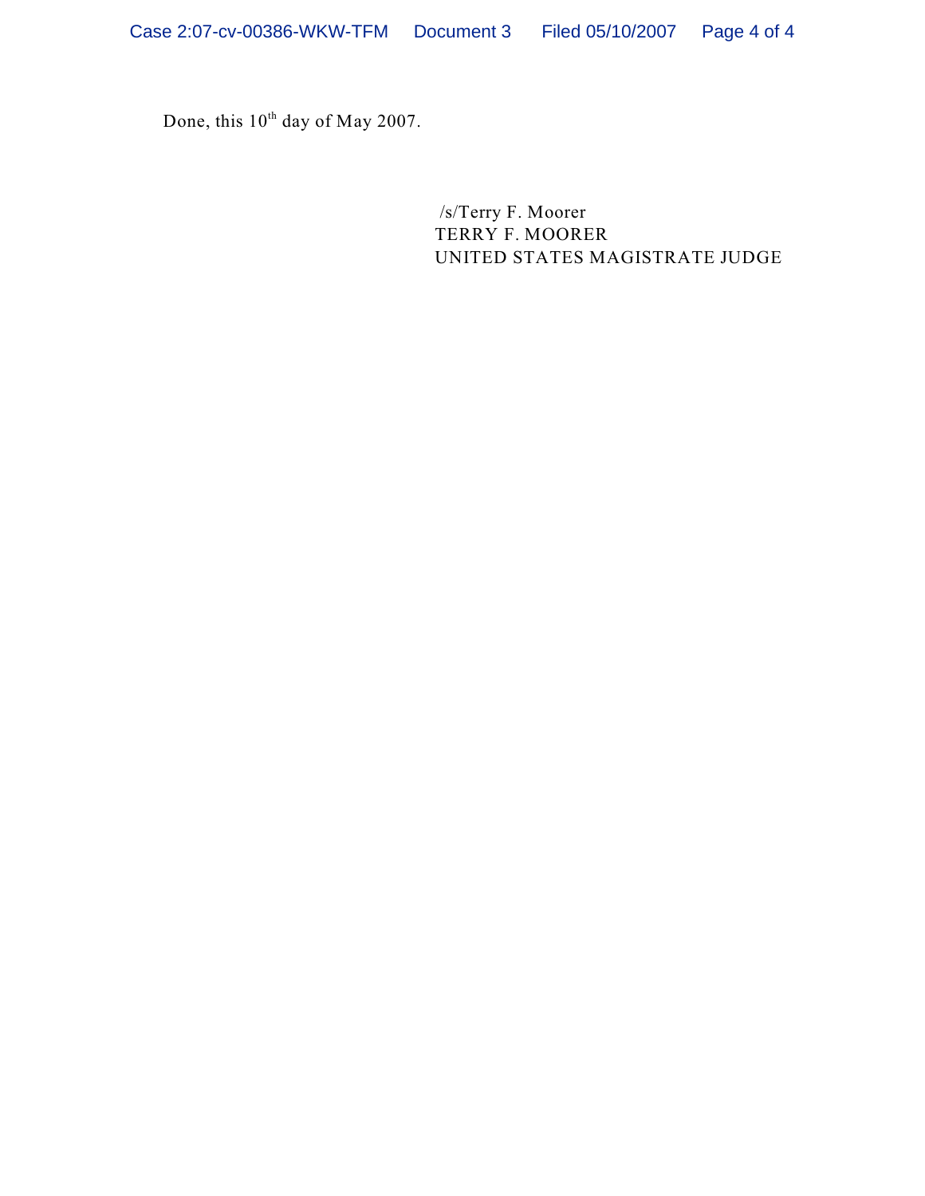Done, this 10th day of May 2007.

/s/Terry F. Moorer
TERRY F. MOORER
UNITED STATES MAGISTRATE JUDGE